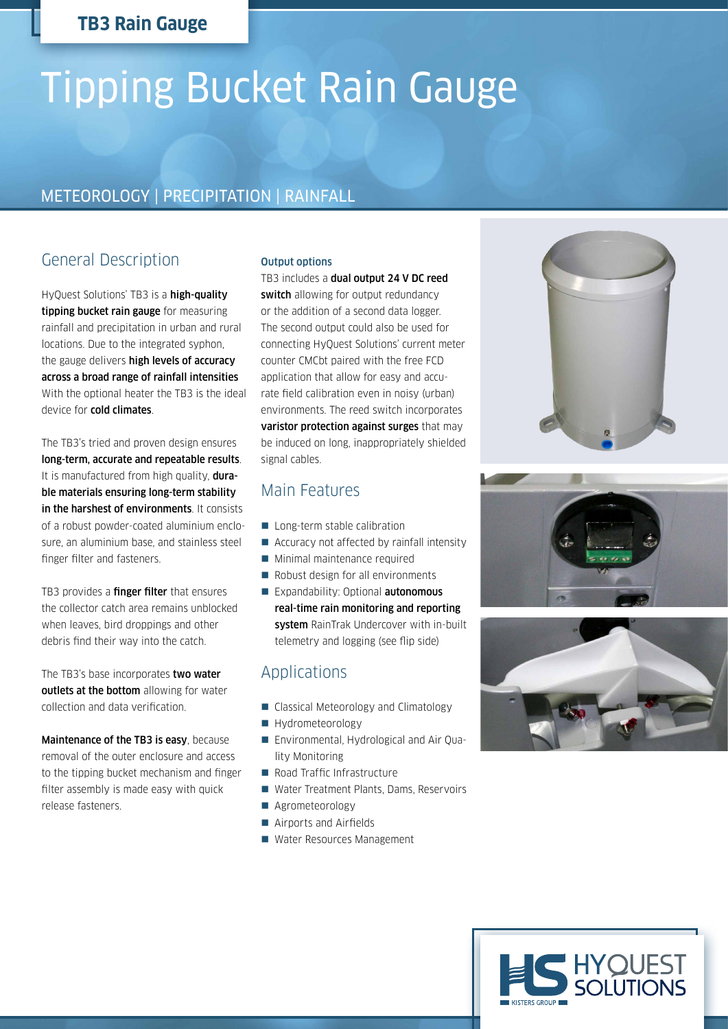**TB3 Rain Gauge**

# Tipping Bucket Rain Gauge

METEOROLOGY | PRECIPITATION | RAINFALL

## General Description

HyQuest Solutions' TB3 is a **high-quality tipping bucket rain gauge** for measuring rainfall and precipitation in urban and rural locations. Due to the integrated syphon, the gauge delivers **high levels of accuracy across a broad range of rainfall intensities** With the optional heater the TB3 is the ideal device for **cold climates**.

The TB3's tried and proven design ensures **long-term, accurate and repeatable results**. It is manufactured from high quality, **durable materials ensuring long-term stability in the harshest of environments**. It consists of a robust powder-coated aluminium enclosure, an aluminium base, and stainless steel finger filter and fasteners.

TB3 provides a **finger filter** that ensures the collector catch area remains unblocked when leaves, bird droppings and other debris find their way into the catch.

The TB3's base incorporates **two water outlets at the bottom** allowing for water collection and data verification.

**Maintenance of the TB3 is easy**, because removal of the outer enclosure and access to the tipping bucket mechanism and finger filter assembly is made easy with quick release fasteners.

### Output options

TB3 includes a **dual output 24 V DC reed switch** allowing for output redundancy or the addition of a second data logger. The second output could also be used for connecting HyQuest Solutions' current meter counter CMCbt paired with the free FCD application that allow for easy and accurate field calibration even in noisy (urban) environments. The reed switch incorporates **varistor protection against surges** that may be induced on long, inappropriately shielded signal cables.

## Main Features

- Long-term stable calibration
- Accuracy not affected by rainfall intensity
- Minimal maintenance required
- Robust design for all environments
- Expandability: Optional **autonomous real-time rain monitoring and reporting system** RainTrak Undercover with in-built telemetry and logging (see flip side)

## Applications

- Classical Meteorology and Climatology
- Hydrometeorology
- Environmental, Hydrological and Air Quality Monitoring
- Road Traffic Infrastructure
- Water Treatment Plants, Dams, Reservoirs
- Agrometeorology
- Airports and Airfields
- Water Resources Management

HYQUEST SOLUTIONS
KISTERS GROUP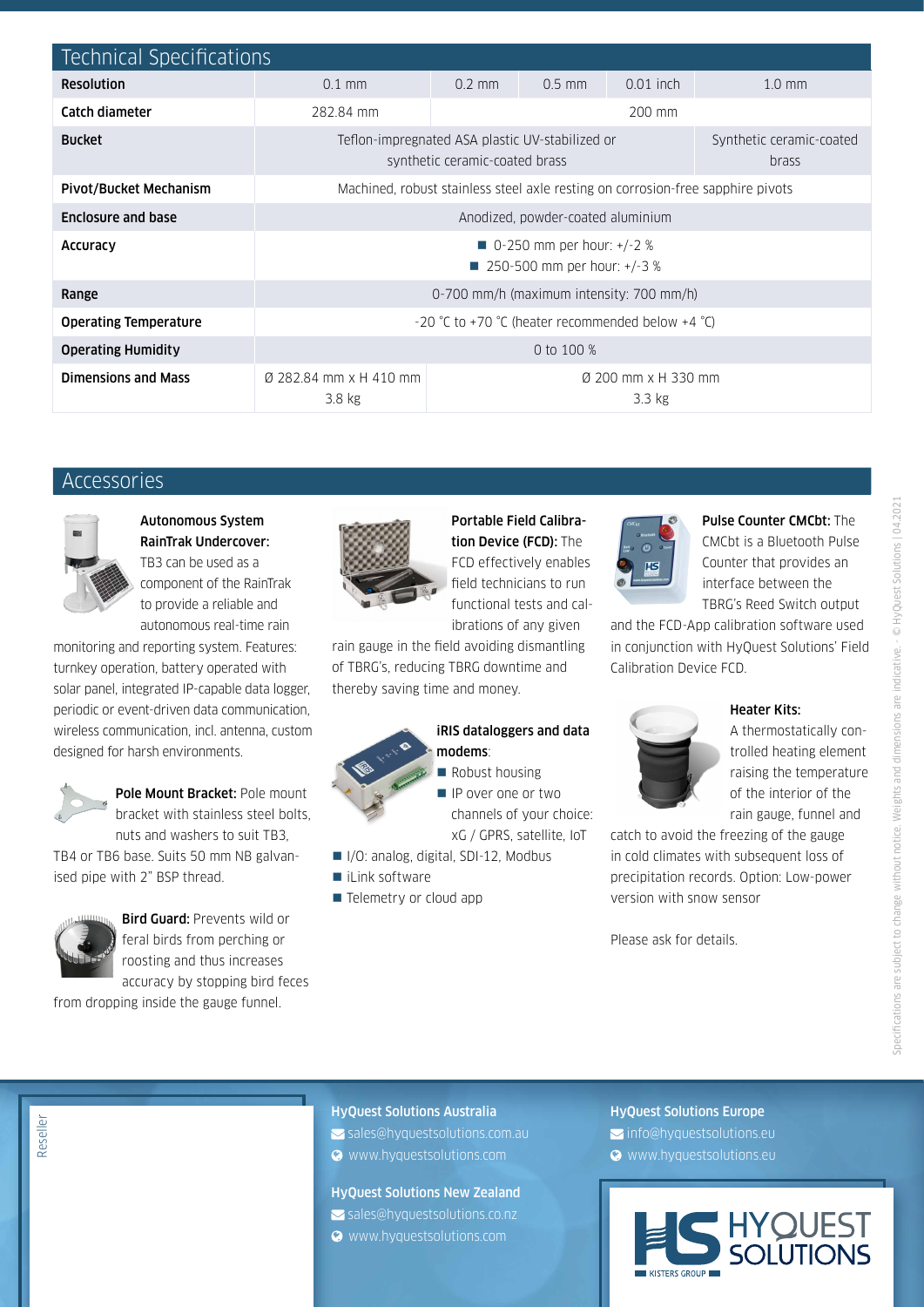## Technical Specifications

| | | | | | |
|---|---|---|---|---|---|
| **Resolution** | 0.1 mm | 0.2 mm | 0.5 mm | 0.01 inch | 1.0 mm |
| **Catch diameter** | 282.84 mm | 200 mm | | | |
| **Bucket** | Teflon-impregnated ASA plastic UV-stabilized or synthetic ceramic-coated brass | | | | Synthetic ceramic-coated brass |
| **Pivot/Bucket Mechanism** | Machined, robust stainless steel axle resting on corrosion-free sapphire pivots | | | | |
| **Enclosure and base** | Anodized, powder-coated aluminium | | | | |
| **Accuracy** | ■ 0-250 mm per hour: +/-2 % ■ 250-500 mm per hour: +/-3 % | | | | |
| **Range** | 0-700 mm/h (maximum intensity: 700 mm/h) | | | | |
| **Operating Temperature** | -20 °C to +70 °C (heater recommended below +4 °C) | | | | |
| **Operating Humidity** | 0 to 100 % | | | | |
| **Dimensions and Mass** | Ø 282.84 mm x H 410 mm 3.8 kg | Ø 200 mm x H 330 mm 3.3 kg | | | |

## Accessories

**Autonomous System RainTrak Undercover:** TB3 can be used as a component of the RainTrak to provide a reliable and autonomous real-time rain monitoring and reporting system. Features: turnkey operation, battery operated with solar panel, integrated IP-capable data logger, periodic or event-driven data communication, wireless communication, incl. antenna, custom designed for harsh environments.

**Pole Mount Bracket:** Pole mount bracket with stainless steel bolts, nuts and washers to suit TB3, TB4 or TB6 base. Suits 50 mm NB galvanised pipe with 2" BSP thread.

**Bird Guard:** Prevents wild or feral birds from perching or roosting and thus increases accuracy by stopping bird feces from dropping inside the gauge funnel.

**Portable Field Calibration Device (FCD):** The FCD effectively enables field technicians to run functional tests and calibrations of any given rain gauge in the field avoiding dismantling of TBRG's, reducing TBRG downtime and thereby saving time and money.

**iRIS dataloggers and data modems**:

- Robust housing
- IP over one or two channels of your choice: xG / GPRS, satellite, IoT
- I/O: analog, digital, SDI-12, Modbus
- iLink software
- Telemetry or cloud app

**Pulse Counter CMCbt:** The CMCbt is a Bluetooth Pulse Counter that provides an interface between the TBRG's Reed Switch output and the FCD-App calibration software used in conjunction with HyQuest Solutions' Field Calibration Device FCD.

**Heater Kits:** A thermostatically controlled heating element raising the temperature of the interior of the rain gauge, funnel and catch to avoid the freezing of the gauge in cold climates with subsequent loss of precipitation records. Option: Low-power version with snow sensor

Please ask for details.

Specifications are subject to change without notice. Weights and dimensions are indicative. - © HyQuest Solutions | 04.2021

Reseller

**HyQuest Solutions Australia**
sales@hyquestsolutions.com.au
www.hyquestsolutions.com

**HyQuest Solutions New Zealand**
sales@hyquestsolutions.co.nz
www.hyquestsolutions.com

**HyQuest Solutions Europe**
info@hyquestsolutions.eu
www.hyquestsolutions.eu

HYQUEST SOLUTIONS
KISTERS GROUP